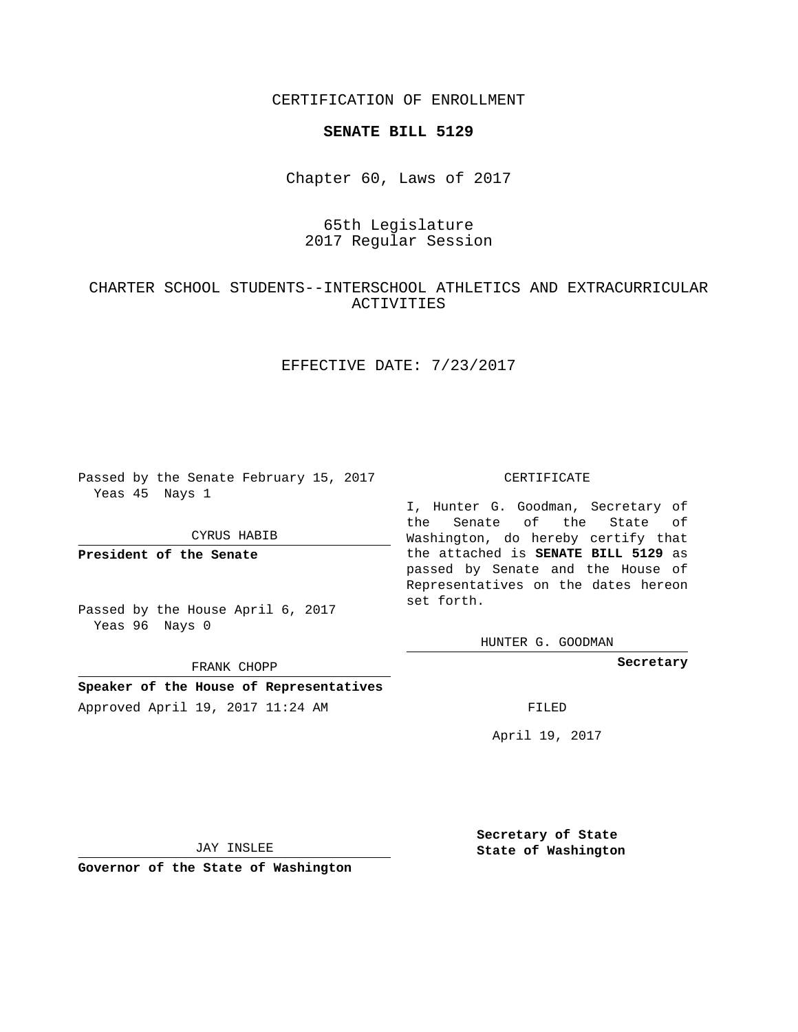CERTIFICATION OF ENROLLMENT

**SENATE BILL 5129**

Chapter 60, Laws of 2017

65th Legislature
2017 Regular Session

CHARTER SCHOOL STUDENTS--INTERSCHOOL ATHLETICS AND EXTRACURRICULAR ACTIVITIES

EFFECTIVE DATE: 7/23/2017

Passed by the Senate February 15, 2017
Yeas 45 Nays 1

CYRUS HABIB

**President of the Senate**

Passed by the House April 6, 2017
Yeas 96 Nays 0

FRANK CHOPP

**Speaker of the House of Representatives**

Approved April 19, 2017 11:24 AM

JAY INSLEE

**Governor of the State of Washington**

CERTIFICATE

I, Hunter G. Goodman, Secretary of the Senate of the State of Washington, do hereby certify that the attached is **SENATE BILL 5129** as passed by Senate and the House of Representatives on the dates hereon set forth.

HUNTER G. GOODMAN

**Secretary**

FILED

April 19, 2017

**Secretary of State**
**State of Washington**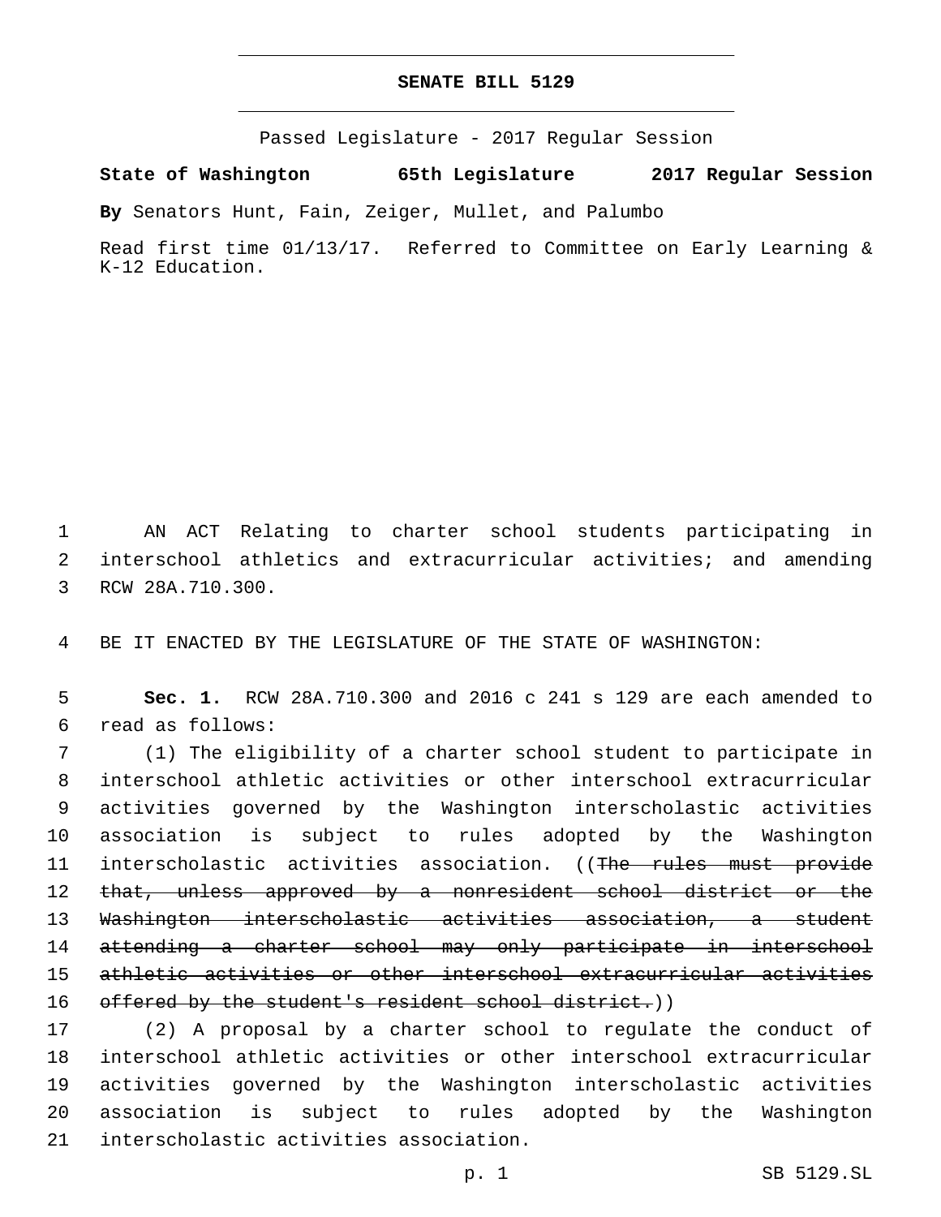# SENATE BILL 5129

Passed Legislature - 2017 Regular Session

**State of Washington 65th Legislature 2017 Regular Session**

**By** Senators Hunt, Fain, Zeiger, Mullet, and Palumbo

Read first time 01/13/17. Referred to Committee on Early Learning & K-12 Education.

AN ACT Relating to charter school students participating in interschool athletics and extracurricular activities; and amending RCW 28A.710.300.

BE IT ENACTED BY THE LEGISLATURE OF THE STATE OF WASHINGTON:

**Sec. 1.** RCW 28A.710.300 and 2016 c 241 s 129 are each amended to read as follows:

(1) The eligibility of a charter school student to participate in interschool athletic activities or other interschool extracurricular activities governed by the Washington interscholastic activities association is subject to rules adopted by the Washington interscholastic activities association. ((~~The rules must provide that, unless approved by a nonresident school district or the Washington interscholastic activities association, a student attending a charter school may only participate in interschool athletic activities or other interschool extracurricular activities offered by the student's resident school district.~~))

(2) A proposal by a charter school to regulate the conduct of interschool athletic activities or other interschool extracurricular activities governed by the Washington interscholastic activities association is subject to rules adopted by the Washington interscholastic activities association.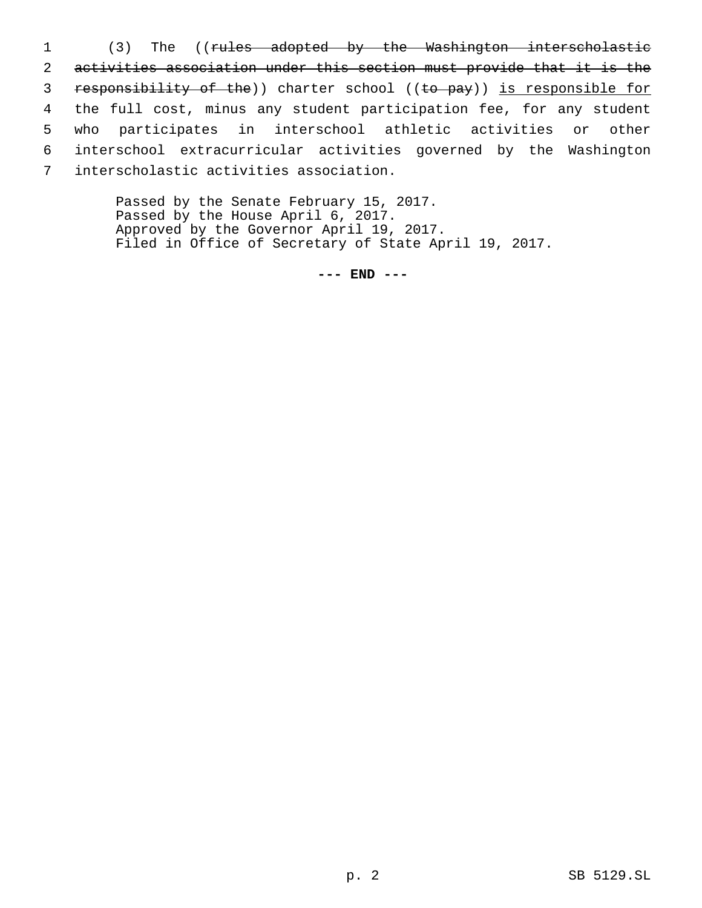(3) The ((~~rules adopted by the Washington interscholastic activities association under this section must provide that it is the responsibility of the~~)) charter school ((~~to pay~~)) <u>is responsible for</u> the full cost, minus any student participation fee, for any student who participates in interschool athletic activities or other interschool extracurricular activities governed by the Washington interscholastic activities association.

Passed by the Senate February 15, 2017.
Passed by the House April 6, 2017.
Approved by the Governor April 19, 2017.
Filed in Office of Secretary of State April 19, 2017.

**--- END ---**